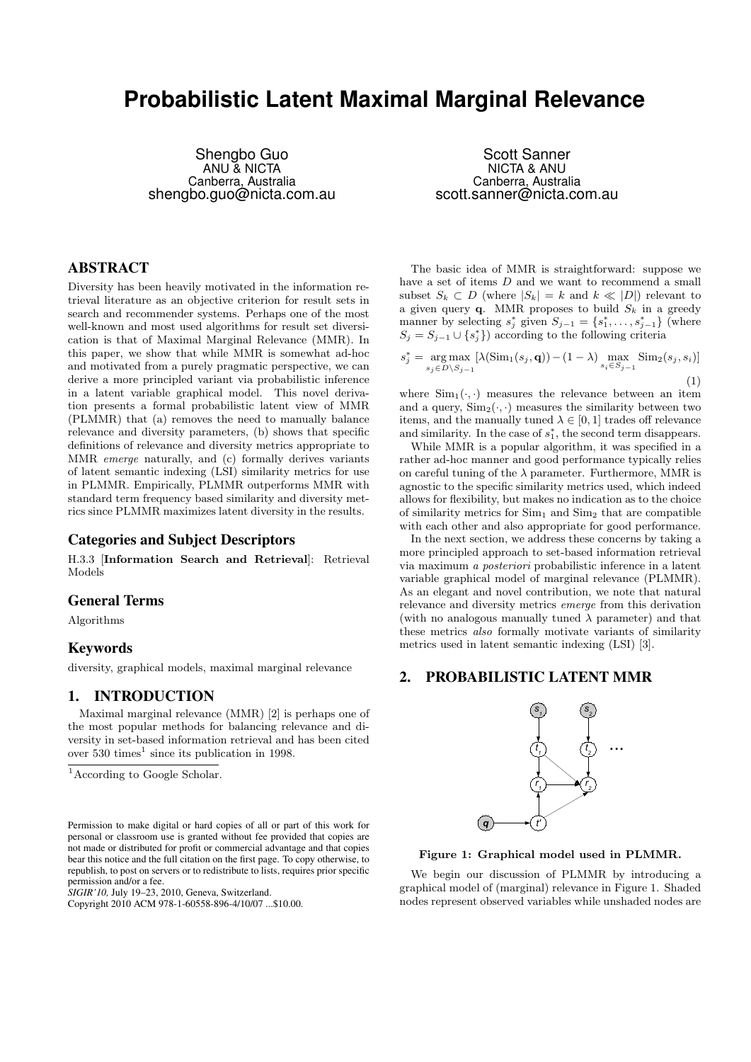# Probabilistic Latent Maximal Marginal Relevance

Shengbo Guo
ANU & NICTA
Canberra, Australia
shengbo.guo@nicta.com.au

Scott Sanner
NICTA & ANU
Canberra, Australia
scott.sanner@nicta.com.au

## ABSTRACT

Diversity has been heavily motivated in the information retrieval literature as an objective criterion for result sets in search and recommender systems. Perhaps one of the most well-known and most used algorithms for result set diversification is that of Maximal Marginal Relevance (MMR). In this paper, we show that while MMR is somewhat ad-hoc and motivated from a purely pragmatic perspective, we can derive a more principled variant via probabilistic inference in a latent variable graphical model. This novel derivation presents a formal probabilistic latent view of MMR (PLMMR) that (a) removes the need to manually balance relevance and diversity parameters, (b) shows that specific definitions of relevance and diversity metrics appropriate to MMR *emerge* naturally, and (c) formally derives variants of latent semantic indexing (LSI) similarity metrics for use in PLMMR. Empirically, PLMMR outperforms MMR with standard term frequency based similarity and diversity metrics since PLMMR maximizes latent diversity in the results.

### Categories and Subject Descriptors

H.3.3 [**Information Search and Retrieval**]: Retrieval Models

### General Terms

Algorithms

### Keywords

diversity, graphical models, maximal marginal relevance

## 1. INTRODUCTION

Maximal marginal relevance (MMR) [2] is perhaps one of the most popular methods for balancing relevance and diversity in set-based information retrieval and has been cited over 530 times[1] since its publication in 1998.

[1] According to Google Scholar.

Permission to make digital or hard copies of all or part of this work for personal or classroom use is granted without fee provided that copies are not made or distributed for profit or commercial advantage and that copies bear this notice and the full citation on the first page. To copy otherwise, to republish, to post on servers or to redistribute to lists, requires prior specific permission and/or a fee.
*SIGIR'10,* July 19–23, 2010, Geneva, Switzerland.
Copyright 2010 ACM 978-1-60558-896-4/10/07 ...$10.00.

The basic idea of MMR is straightforward: suppose we have a set of items $D$ and we want to recommend a small subset $S_k \subset D$ (where $|S_k| = k$ and $k \ll |D|$) relevant to a given query $\mathbf{q}$. MMR proposes to build $S_k$ in a greedy manner by selecting $s_j^*$ given $S_{j-1} = \{s_1^*, \ldots, s_{j-1}^*\}$ (where $S_j = S_{j-1} \cup \{s_j^*\}$) according to the following criteria

$$s_j^* = \underset{s_j \in D \setminus S_{j-1}}{\arg\max} \, [\lambda(\mathrm{Sim}_1(s_j, \mathbf{q})) - (1-\lambda) \max_{s_i \in S_{j-1}} \mathrm{Sim}_2(s_j, s_i)] \quad (1)$$

where $\mathrm{Sim}_1(\cdot, \cdot)$ measures the relevance between an item and a query, $\mathrm{Sim}_2(\cdot, \cdot)$ measures the similarity between two items, and the manually tuned $\lambda \in [0, 1]$ trades off relevance and similarity. In the case of $s_1^*$, the second term disappears.

While MMR is a popular algorithm, it was specified in a rather ad-hoc manner and good performance typically relies on careful tuning of the $\lambda$ parameter. Furthermore, MMR is agnostic to the specific similarity metrics used, which indeed allows for flexibility, but makes no indication as to the choice of similarity metrics for $\mathrm{Sim}_1$ and $\mathrm{Sim}_2$ that are compatible with each other and also appropriate for good performance.

In the next section, we address these concerns by taking a more principled approach to set-based information retrieval via maximum *a posteriori* probabilistic inference in a latent variable graphical model of marginal relevance (PLMMR). As an elegant and novel contribution, we note that natural relevance and diversity metrics *emerge* from this derivation (with no analogous manually tuned $\lambda$ parameter) and that these metrics *also* formally motivate variants of similarity metrics used in latent semantic indexing (LSI) [3].

## 2. PROBABILISTIC LATENT MMR

**Figure 1: Graphical model used in PLMMR.**

We begin our discussion of PLMMR by introducing a graphical model of (marginal) relevance in Figure 1. Shaded nodes represent observed variables while unshaded nodes are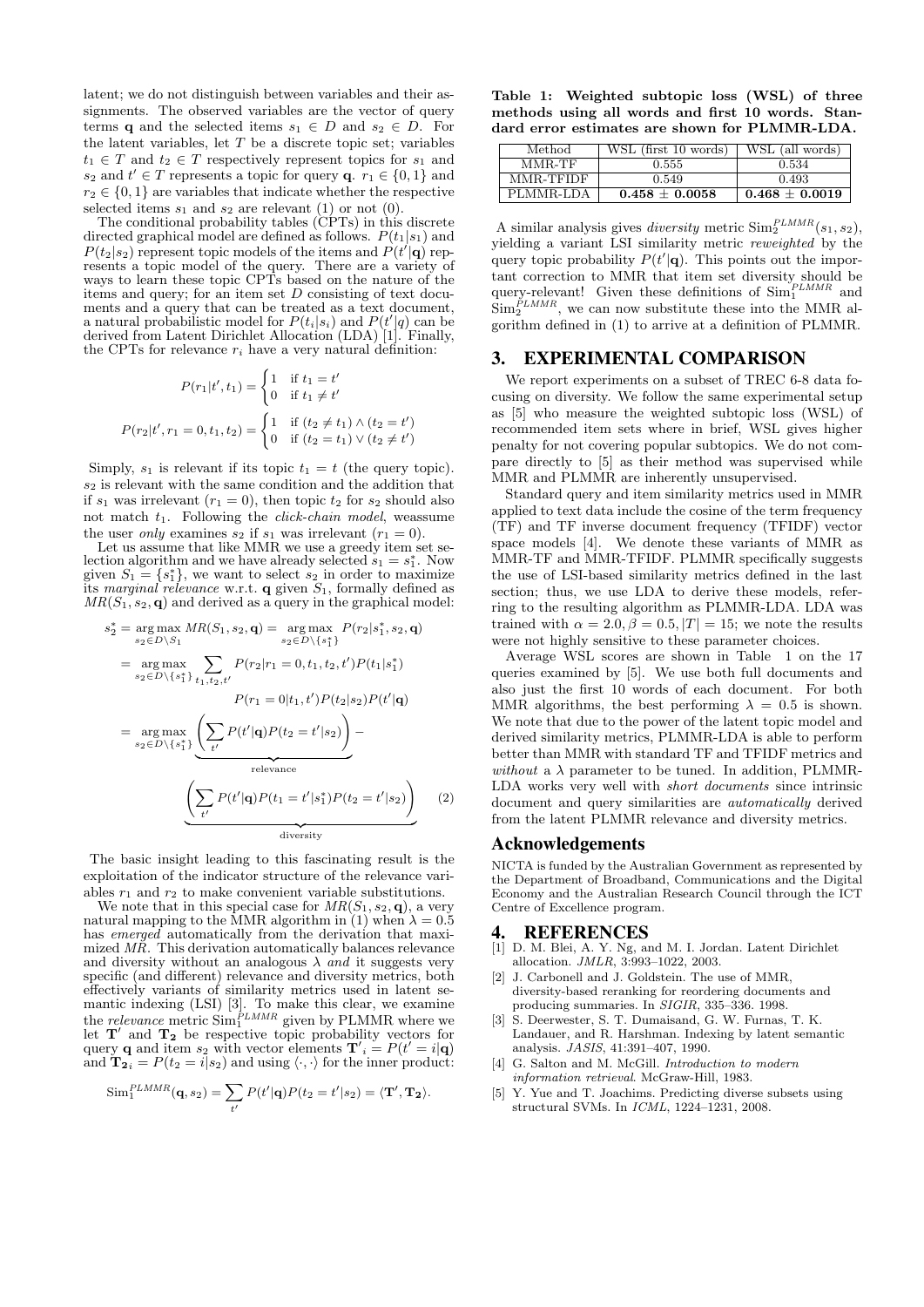latent; we do not distinguish between variables and their assignments. The observed variables are the vector of query terms $\mathbf{q}$ and the selected items $s_1 \in D$ and $s_2 \in D$. For the latent variables, let $T$ be a discrete topic set; variables $t_1 \in T$ and $t_2 \in T$ respectively represent topics for $s_1$ and $s_2$ and $t' \in T$ represents a topic for query $\mathbf{q}$. $r_1 \in \{0,1\}$ and $r_2 \in \{0,1\}$ are variables that indicate whether the respective selected items $s_1$ and $s_2$ are relevant (1) or not (0).

The conditional probability tables (CPTs) in this discrete directed graphical model are defined as follows. $P(t_1|s_1)$ and $P(t_2|s_2)$ represent topic models of the items and $P(t'|q)$ represents a topic model of the query. There are a variety of ways to learn these topic CPTs based on the nature of the items and query; for an item set $D$ consisting of text documents and a query that can be treated as a text document, a natural probabilistic model for $P(t_i|s_i)$ and $P(t'|q)$ can be derived from Latent Dirichlet Allocation (LDA) [1]. Finally, the CPTs for relevance $r_i$ have a very natural definition:

$$P(r_1|t', t_1) = \begin{cases} 1 & \text{if } t_1 = t' \\ 0 & \text{if } t_1 \neq t' \end{cases}$$

$$P(r_2|t', r_1 = 0, t_1, t_2) = \begin{cases} 1 & \text{if } (t_2 \neq t_1) \wedge (t_2 = t') \\ 0 & \text{if } (t_2 = t_1) \vee (t_2 \neq t') \end{cases}$$

Simply, $s_1$ is relevant if its topic $t_1 = t$ (the query topic). $s_2$ is relevant with the same condition and the addition that if $s_1$ was irrelevant ($r_1 = 0$), then topic $t_2$ for $s_2$ should also not match $t_1$. Following the *click-chain model*, weassume the user *only* examines $s_2$ if $s_1$ was irrelevant ($r_1 = 0$).

Let us assume that like MMR we use a greedy item set selection algorithm and we have already selected $s_1 = s_1^*$. Now given $S_1 = \{s_1^*\}$, we want to select $s_2$ in order to maximize its *marginal relevance* w.r.t. $\mathbf{q}$ given $S_1$, formally defined as $MR(S_1, s_2, \mathbf{q})$ and derived as a query in the graphical model:

$$\begin{aligned}
s_2^* &= \operatorname*{arg\,max}_{s_2 \in D \setminus S_1} MR(S_1, s_2, \mathbf{q}) = \operatorname*{arg\,max}_{s_2 \in D \setminus \{s_1^*\}} P(r_2|s_1^*, s_2, \mathbf{q}) \\
&= \operatorname*{arg\,max}_{s_2 \in D \setminus \{s_1^*\}} \sum_{t_1, t_2, t'} P(r_2|r_1 = 0, t_1, t_2, t') P(t_1|s_1^*) \\
&\qquad\qquad P(r_1 = 0|t_1, t') P(t_2|s_2) P(t'|\mathbf{q}) \\
&= \operatorname*{arg\,max}_{s_2 \in D \setminus \{s_1^*\}} \underbrace{\left( \sum_{t'} P(t'|\mathbf{q}) P(t_2 = t'|s_2) \right)}_{\text{relevance}} - \\
&\qquad \underbrace{\left( \sum_{t'} P(t'|\mathbf{q}) P(t_1 = t'|s_1^*) P(t_2 = t'|s_2) \right)}_{\text{diversity}} \qquad (2)
\end{aligned}$$

The basic insight leading to this fascinating result is the exploitation of the indicator structure of the relevance variables $r_1$ and $r_2$ to make convenient variable substitutions.

We note that in this special case for $MR(S_1, s_2, \mathbf{q})$, a very natural mapping to the MMR algorithm in (1) when $\lambda = 0.5$ has *emerged* automatically from the derivation that maximized *MR*. This derivation automatically balances relevance and diversity without an analogous $\lambda$ *and* it suggests very specific (and different) relevance and diversity metrics, both effectively variants of similarity metrics used in latent semantic indexing (LSI) [3]. To make this clear, we examine the *relevance* metric $\mathrm{Sim}_1^{PLMMR}$ given by PLMMR where we let $\mathbf{T}'$ and $\mathbf{T_2}$ be respective topic probability vectors for query $\mathbf{q}$ and item $s_2$ with vector elements $\mathbf{T}'_i = P(t' = i|\mathbf{q})$ and $\mathbf{T_2}_i = P(t_2 = i|s_2)$ and using $\langle \cdot, \cdot \rangle$ for the inner product:

$$\mathrm{Sim}_1^{PLMMR}(\mathbf{q}, s_2) = \sum_{t'} P(t'|\mathbf{q}) P(t_2 = t'|s_2) = \langle \mathbf{T}', \mathbf{T_2} \rangle.$$

**Table 1: Weighted subtopic loss (WSL) of three methods using all words and first 10 words. Standard error estimates are shown for PLMMR-LDA.**

| Method | WSL (first 10 words) | WSL (all words) |
|---|---|---|
| MMR-TF | 0.555 | 0.534 |
| MMR-TFIDF | 0.549 | 0.493 |
| PLMMR-LDA | **0.458 ± 0.0058** | **0.468 ± 0.0019** |

A similar analysis gives *diversity* metric $\mathrm{Sim}_2^{PLMMR}(s_1, s_2)$, yielding a variant LSI similarity metric *reweighted* by the query topic probability $P(t'|\mathbf{q})$. This points out the important correction to MMR that item set diversity should be query-relevant! Given these definitions of $\mathrm{Sim}_1^{PLMMR}$ and $\mathrm{Sim}_2^{PLMMR}$, we can now substitute these into the MMR algorithm defined in (1) to arrive at a definition of PLMMR.

## 3. EXPERIMENTAL COMPARISON

We report experiments on a subset of TREC 6-8 data focusing on diversity. We follow the same experimental setup as [5] who measure the weighted subtopic loss (WSL) of recommended item sets where in brief, WSL gives higher penalty for not covering popular subtopics. We do not compare directly to [5] as their method was supervised while MMR and PLMMR are inherently unsupervised.

Standard query and item similarity metrics used in MMR applied to text data include the cosine of the term frequency (TF) and TF inverse document frequency (TFIDF) vector space models [4]. We denote these variants of MMR as MMR-TF and MMR-TFIDF. PLMMR specifically suggests the use of LSI-based similarity metrics defined in the last section; thus, we use LDA to derive these models, referring to the resulting algorithm as PLMMR-LDA. LDA was trained with $\alpha = 2.0, \beta = 0.5, |T| = 15$; we note the results were not highly sensitive to these parameter choices.

Average WSL scores are shown in Table 1 on the 17 queries examined by [5]. We use both full documents and also just the first 10 words of each document. For both MMR algorithms, the best performing $\lambda = 0.5$ is shown. We note that due to the power of the latent topic model and derived similarity metrics, PLMMR-LDA is able to perform better than MMR with standard TF and TFIDF metrics and *without* a $\lambda$ parameter to be tuned. In addition, PLMMR-LDA works very well with *short documents* since intrinsic document and query similarities are *automatically* derived from the latent PLMMR relevance and diversity metrics.

## Acknowledgements

NICTA is funded by the Australian Government as represented by the Department of Broadband, Communications and the Digital Economy and the Australian Research Council through the ICT Centre of Excellence program.

## 4. REFERENCES

[1] D. M. Blei, A. Y. Ng, and M. I. Jordan. Latent Dirichlet allocation. *JMLR*, 3:993–1022, 2003.

[2] J. Carbonell and J. Goldstein. The use of MMR, diversity-based reranking for reordering documents and producing summaries. In *SIGIR*, 335–336. 1998.

[3] S. Deerwester, S. T. Dumaisand, G. W. Furnas, T. K. Landauer, and R. Harshman. Indexing by latent semantic analysis. *JASIS*, 41:391–407, 1990.

[4] G. Salton and M. McGill. *Introduction to modern information retrieval*. McGraw-Hill, 1983.

[5] Y. Yue and T. Joachims. Predicting diverse subsets using structural SVMs. In *ICML*, 1224–1231, 2008.